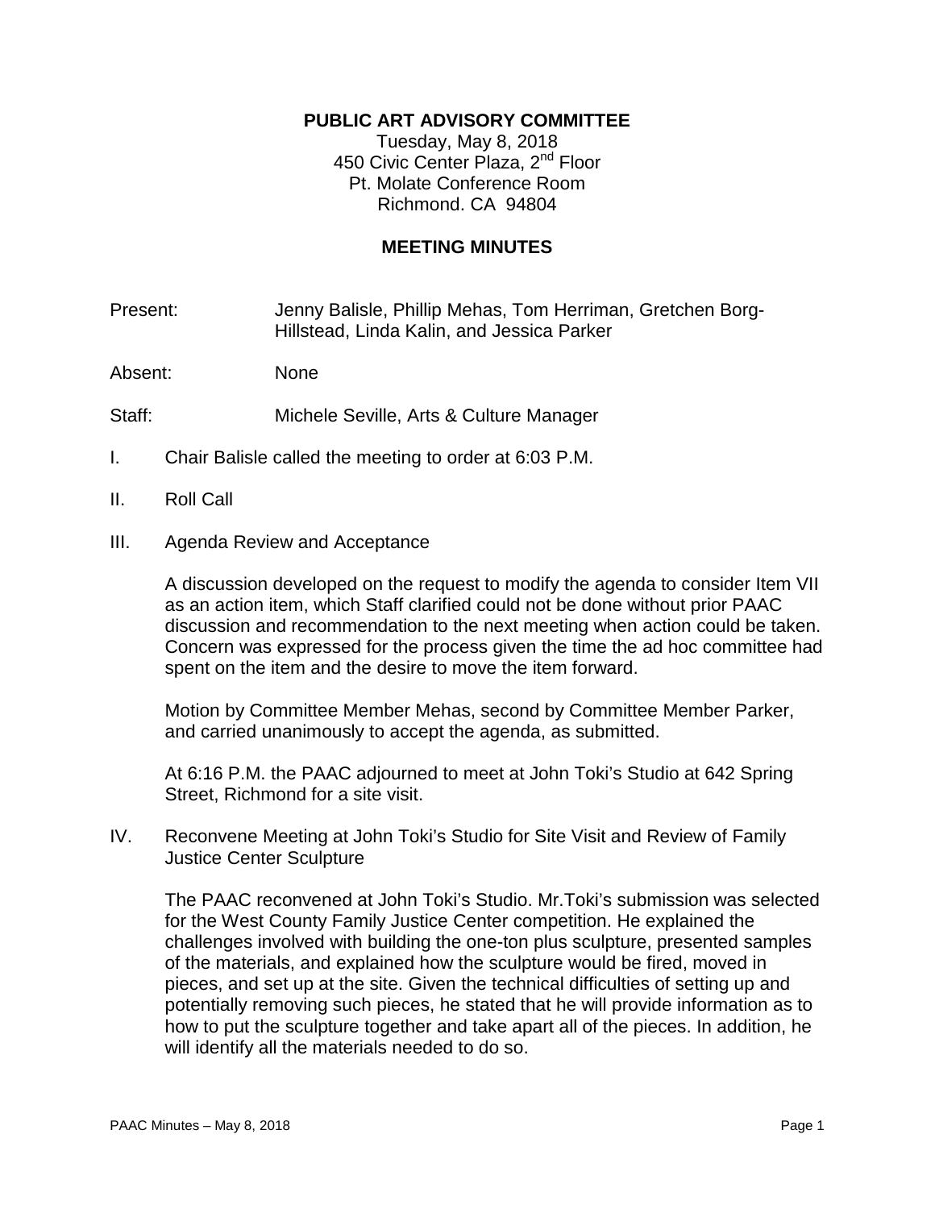# PUBLIC ART ADVISORY COMMITTEE

Tuesday, May 8, 2018
450 Civic Center Plaza, 2nd Floor
Pt. Molate Conference Room
Richmond. CA 94804

## MEETING MINUTES

Present: Jenny Balisle, Phillip Mehas, Tom Herriman, Gretchen Borg-Hillstead, Linda Kalin, and Jessica Parker

Absent: None

Staff: Michele Seville, Arts & Culture Manager

I. Chair Balisle called the meeting to order at 6:03 P.M.

II. Roll Call

III. Agenda Review and Acceptance

A discussion developed on the request to modify the agenda to consider Item VII as an action item, which Staff clarified could not be done without prior PAAC discussion and recommendation to the next meeting when action could be taken. Concern was expressed for the process given the time the ad hoc committee had spent on the item and the desire to move the item forward.

Motion by Committee Member Mehas, second by Committee Member Parker, and carried unanimously to accept the agenda, as submitted.

At 6:16 P.M. the PAAC adjourned to meet at John Toki's Studio at 642 Spring Street, Richmond for a site visit.

IV. Reconvene Meeting at John Toki's Studio for Site Visit and Review of Family Justice Center Sculpture

The PAAC reconvened at John Toki's Studio. Mr.Toki's submission was selected for the West County Family Justice Center competition. He explained the challenges involved with building the one-ton plus sculpture, presented samples of the materials, and explained how the sculpture would be fired, moved in pieces, and set up at the site. Given the technical difficulties of setting up and potentially removing such pieces, he stated that he will provide information as to how to put the sculpture together and take apart all of the pieces. In addition, he will identify all the materials needed to do so.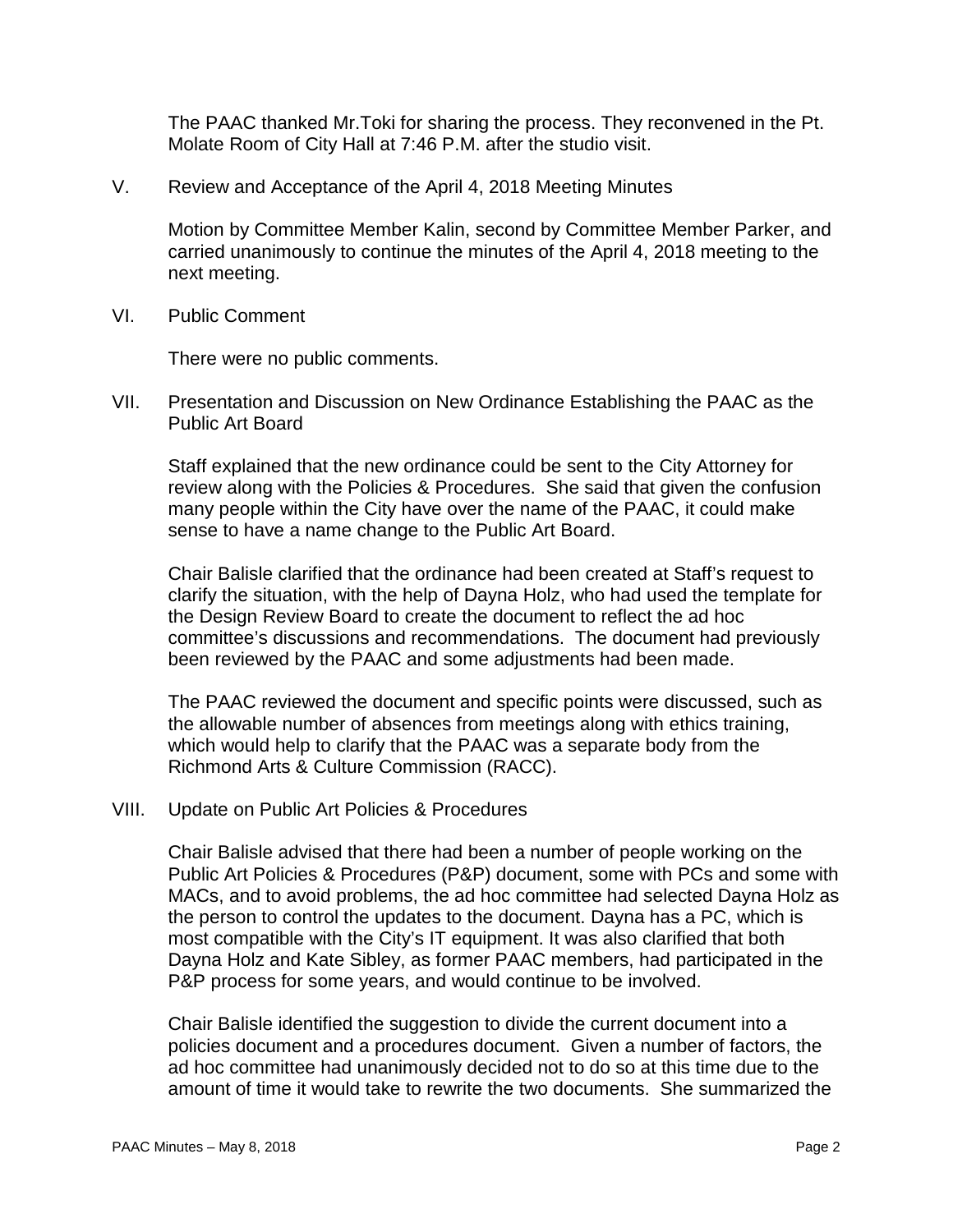The PAAC thanked Mr.Toki for sharing the process. They reconvened in the Pt. Molate Room of City Hall at 7:46 P.M. after the studio visit.

## V. Review and Acceptance of the April 4, 2018 Meeting Minutes

Motion by Committee Member Kalin, second by Committee Member Parker, and carried unanimously to continue the minutes of the April 4, 2018 meeting to the next meeting.

## VI. Public Comment

There were no public comments.

## VII. Presentation and Discussion on New Ordinance Establishing the PAAC as the Public Art Board

Staff explained that the new ordinance could be sent to the City Attorney for review along with the Policies & Procedures. She said that given the confusion many people within the City have over the name of the PAAC, it could make sense to have a name change to the Public Art Board.

Chair Balisle clarified that the ordinance had been created at Staff's request to clarify the situation, with the help of Dayna Holz, who had used the template for the Design Review Board to create the document to reflect the ad hoc committee's discussions and recommendations. The document had previously been reviewed by the PAAC and some adjustments had been made.

The PAAC reviewed the document and specific points were discussed, such as the allowable number of absences from meetings along with ethics training, which would help to clarify that the PAAC was a separate body from the Richmond Arts & Culture Commission (RACC).

## VIII. Update on Public Art Policies & Procedures

Chair Balisle advised that there had been a number of people working on the Public Art Policies & Procedures (P&P) document, some with PCs and some with MACs, and to avoid problems, the ad hoc committee had selected Dayna Holz as the person to control the updates to the document. Dayna has a PC, which is most compatible with the City's IT equipment. It was also clarified that both Dayna Holz and Kate Sibley, as former PAAC members, had participated in the P&P process for some years, and would continue to be involved.

Chair Balisle identified the suggestion to divide the current document into a policies document and a procedures document. Given a number of factors, the ad hoc committee had unanimously decided not to do so at this time due to the amount of time it would take to rewrite the two documents. She summarized the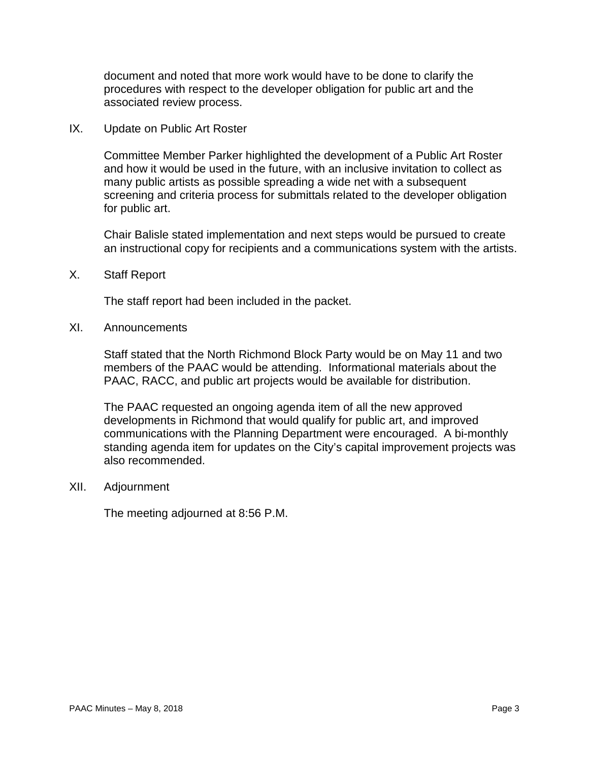document and noted that more work would have to be done to clarify the procedures with respect to the developer obligation for public art and the associated review process.

IX. Update on Public Art Roster

Committee Member Parker highlighted the development of a Public Art Roster and how it would be used in the future, with an inclusive invitation to collect as many public artists as possible spreading a wide net with a subsequent screening and criteria process for submittals related to the developer obligation for public art.

Chair Balisle stated implementation and next steps would be pursued to create an instructional copy for recipients and a communications system with the artists.

X. Staff Report

The staff report had been included in the packet.

XI. Announcements

Staff stated that the North Richmond Block Party would be on May 11 and two members of the PAAC would be attending. Informational materials about the PAAC, RACC, and public art projects would be available for distribution.

The PAAC requested an ongoing agenda item of all the new approved developments in Richmond that would qualify for public art, and improved communications with the Planning Department were encouraged. A bi-monthly standing agenda item for updates on the City's capital improvement projects was also recommended.

XII. Adjournment

The meeting adjourned at 8:56 P.M.